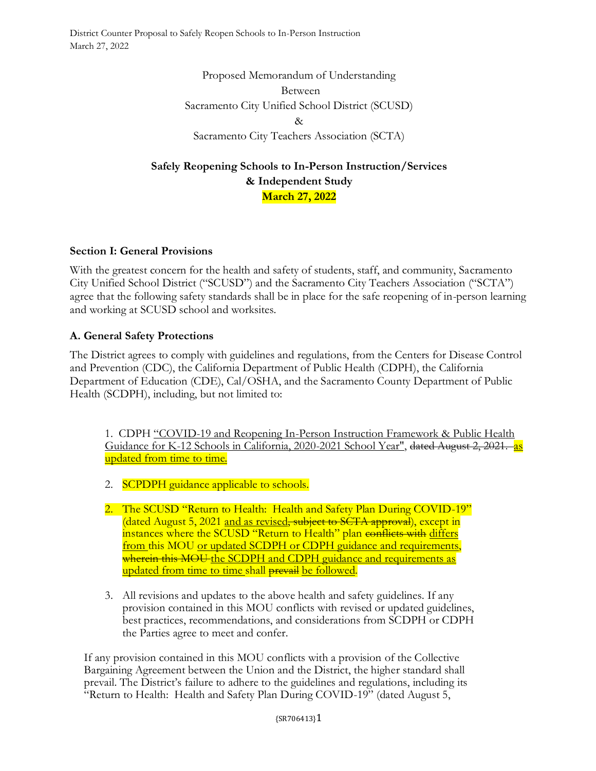District Counter Proposal to Safely Reopen Schools to In-Person Instruction
March 27, 2022

Proposed Memorandum of Understanding
Between
Sacramento City Unified School District (SCUSD)
&
Sacramento City Teachers Association (SCTA)

**Safely Reopening Schools to In-Person Instruction/Services & Independent Study**
**March 27, 2022**

## Section I: General Provisions

With the greatest concern for the health and safety of students, staff, and community, Sacramento City Unified School District ("SCUSD") and the Sacramento City Teachers Association ("SCTA") agree that the following safety standards shall be in place for the safe reopening of in-person learning and working at SCUSD school and worksites.

### A. General Safety Protections

The District agrees to comply with guidelines and regulations, from the Centers for Disease Control and Prevention (CDC), the California Department of Public Health (CDPH), the California Department of Education (CDE), Cal/OSHA, and the Sacramento County Department of Public Health (SCDPH), including, but not limited to:

1. CDPH <u>"COVID-19 and Reopening In-Person Instruction Framework & Public Health Guidance for K-12 Schools in California, 2020-2021 School Year"</u>, ~~dated August 2, 2021.~~ <u>as updated from time to time.</u>

2. SCPDPH guidance applicable to schools.

2. The SCUSD "Return to Health: Health and Safety Plan During COVID-19" (dated August 5, 2021 <u>and as revised</u>~~, subject to SCTA approval~~), except in instances where the SCUSD "Return to Health" plan ~~conflicts with~~ <u>differs from</u> this MOU <u>or updated SCDPH or CDPH guidance and requirements</u>, ~~wherein this MOU~~ <u>the SCDPH and CDPH guidance and requirements as updated from time to time</u> shall ~~prevail~~ <u>be followed</u>.

3. All revisions and updates to the above health and safety guidelines. If any provision contained in this MOU conflicts with revised or updated guidelines, best practices, recommendations, and considerations from SCDPH or CDPH the Parties agree to meet and confer.

If any provision contained in this MOU conflicts with a provision of the Collective Bargaining Agreement between the Union and the District, the higher standard shall prevail. The District's failure to adhere to the guidelines and regulations, including its "Return to Health: Health and Safety Plan During COVID-19" (dated August 5,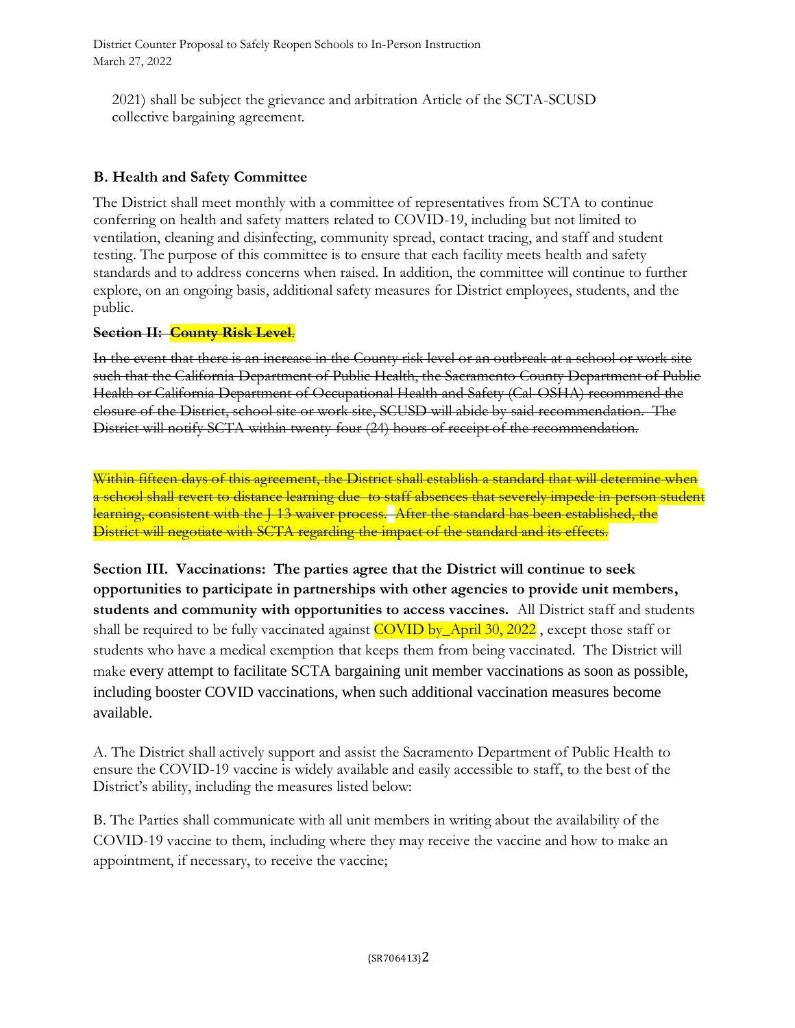2021) shall be subject the grievance and arbitration Article of the SCTA-SCUSD collective bargaining agreement.

**B. Health and Safety Committee**

The District shall meet monthly with a committee of representatives from SCTA to continue conferring on health and safety matters related to COVID-19, including but not limited to ventilation, cleaning and disinfecting, community spread, contact tracing, and staff and student testing. The purpose of this committee is to ensure that each facility meets health and safety standards and to address concerns when raised. In addition, the committee will continue to further explore, on an ongoing basis, additional safety measures for District employees, students, and the public.

**~~Section II: County Risk Level~~**.

~~In the event that there is an increase in the County risk level or an outbreak at a school or work site such that the California Department of Public Health, the Sacramento County Department of Public Health or California Department of Occupational Health and Safety (Cal-OSHA) recommend the closure of the District, school site or work site, SCUSD will abide by said recommendation. The District will notify SCTA within twenty-four (24) hours of receipt of the recommendation.~~

~~Within fifteen days of this agreement, the District shall establish a standard that will determine when a school shall revert to distance learning due to staff absences that severely impede in-person student learning, consistent with the J-13 waiver process. After the standard has been established, the District will negotiate with SCTA regarding the impact of the standard and its effects.~~

**Section III. Vaccinations: The parties agree that the District will continue to seek opportunities to participate in partnerships with other agencies to provide unit members, students and community with opportunities to access vaccines.** All District staff and students shall be required to be fully vaccinated against COVID by_April 30, 2022 , except those staff or students who have a medical exemption that keeps them from being vaccinated. The District will make every attempt to facilitate SCTA bargaining unit member vaccinations as soon as possible, including booster COVID vaccinations, when such additional vaccination measures become available.

A. The District shall actively support and assist the Sacramento Department of Public Health to ensure the COVID-19 vaccine is widely available and easily accessible to staff, to the best of the District's ability, including the measures listed below:

B. The Parties shall communicate with all unit members in writing about the availability of the COVID-19 vaccine to them, including where they may receive the vaccine and how to make an appointment, if necessary, to receive the vaccine;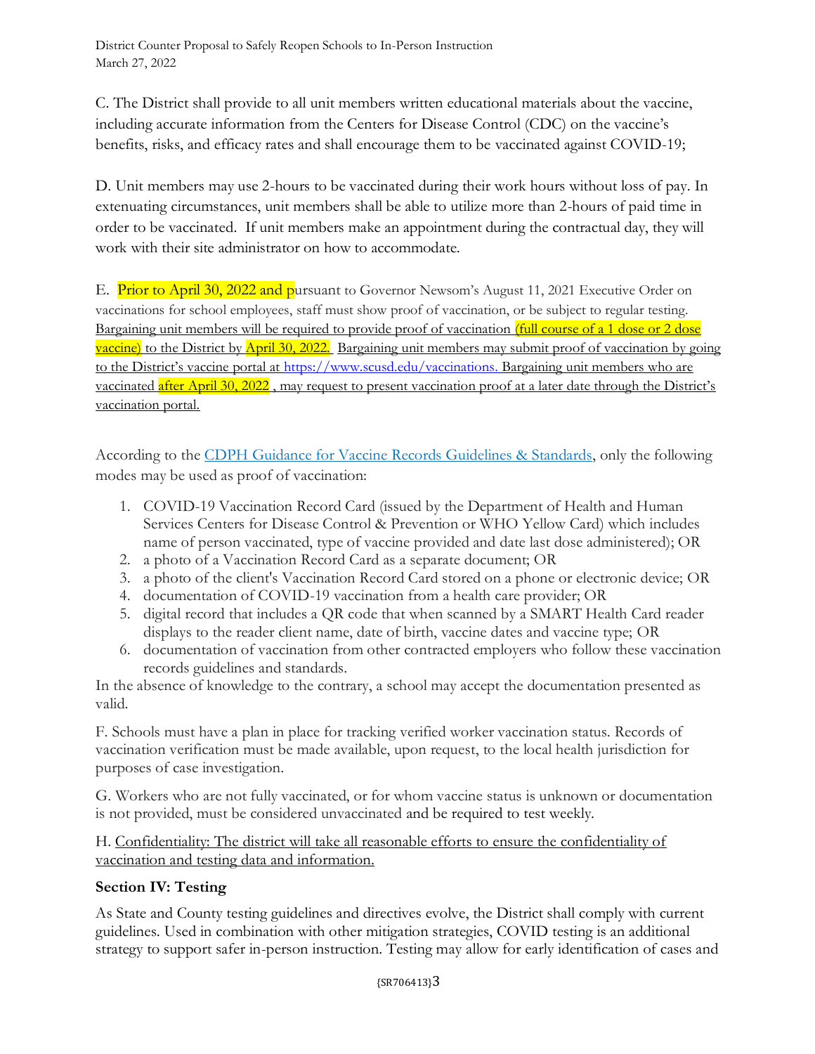C. The District shall provide to all unit members written educational materials about the vaccine, including accurate information from the Centers for Disease Control (CDC) on the vaccine's benefits, risks, and efficacy rates and shall encourage them to be vaccinated against COVID-19;

D. Unit members may use 2-hours to be vaccinated during their work hours without loss of pay. In extenuating circumstances, unit members shall be able to utilize more than 2-hours of paid time in order to be vaccinated. If unit members make an appointment during the contractual day, they will work with their site administrator on how to accommodate.

E. Prior to April 30, 2022 and pursuant to Governor Newsom's August 11, 2021 Executive Order on vaccinations for school employees, staff must show proof of vaccination, or be subject to regular testing. Bargaining unit members will be required to provide proof of vaccination (full course of a 1 dose or 2 dose vaccine) to the District by April 30, 2022. Bargaining unit members may submit proof of vaccination by going to the District's vaccine portal at https://www.scusd.edu/vaccinations. Bargaining unit members who are vaccinated after April 30, 2022 , may request to present vaccination proof at a later date through the District's vaccination portal.

According to the CDPH Guidance for Vaccine Records Guidelines & Standards, only the following modes may be used as proof of vaccination:

1. COVID-19 Vaccination Record Card (issued by the Department of Health and Human Services Centers for Disease Control & Prevention or WHO Yellow Card) which includes name of person vaccinated, type of vaccine provided and date last dose administered); OR
2. a photo of a Vaccination Record Card as a separate document; OR
3. a photo of the client's Vaccination Record Card stored on a phone or electronic device; OR
4. documentation of COVID-19 vaccination from a health care provider; OR
5. digital record that includes a QR code that when scanned by a SMART Health Card reader displays to the reader client name, date of birth, vaccine dates and vaccine type; OR
6. documentation of vaccination from other contracted employers who follow these vaccination records guidelines and standards.

In the absence of knowledge to the contrary, a school may accept the documentation presented as valid.

F. Schools must have a plan in place for tracking verified worker vaccination status. Records of vaccination verification must be made available, upon request, to the local health jurisdiction for purposes of case investigation.

G. Workers who are not fully vaccinated, or for whom vaccine status is unknown or documentation is not provided, must be considered unvaccinated and be required to test weekly.

H. Confidentiality: The district will take all reasonable efforts to ensure the confidentiality of vaccination and testing data and information.

### Section IV: Testing

As State and County testing guidelines and directives evolve, the District shall comply with current guidelines. Used in combination with other mitigation strategies, COVID testing is an additional strategy to support safer in-person instruction. Testing may allow for early identification of cases and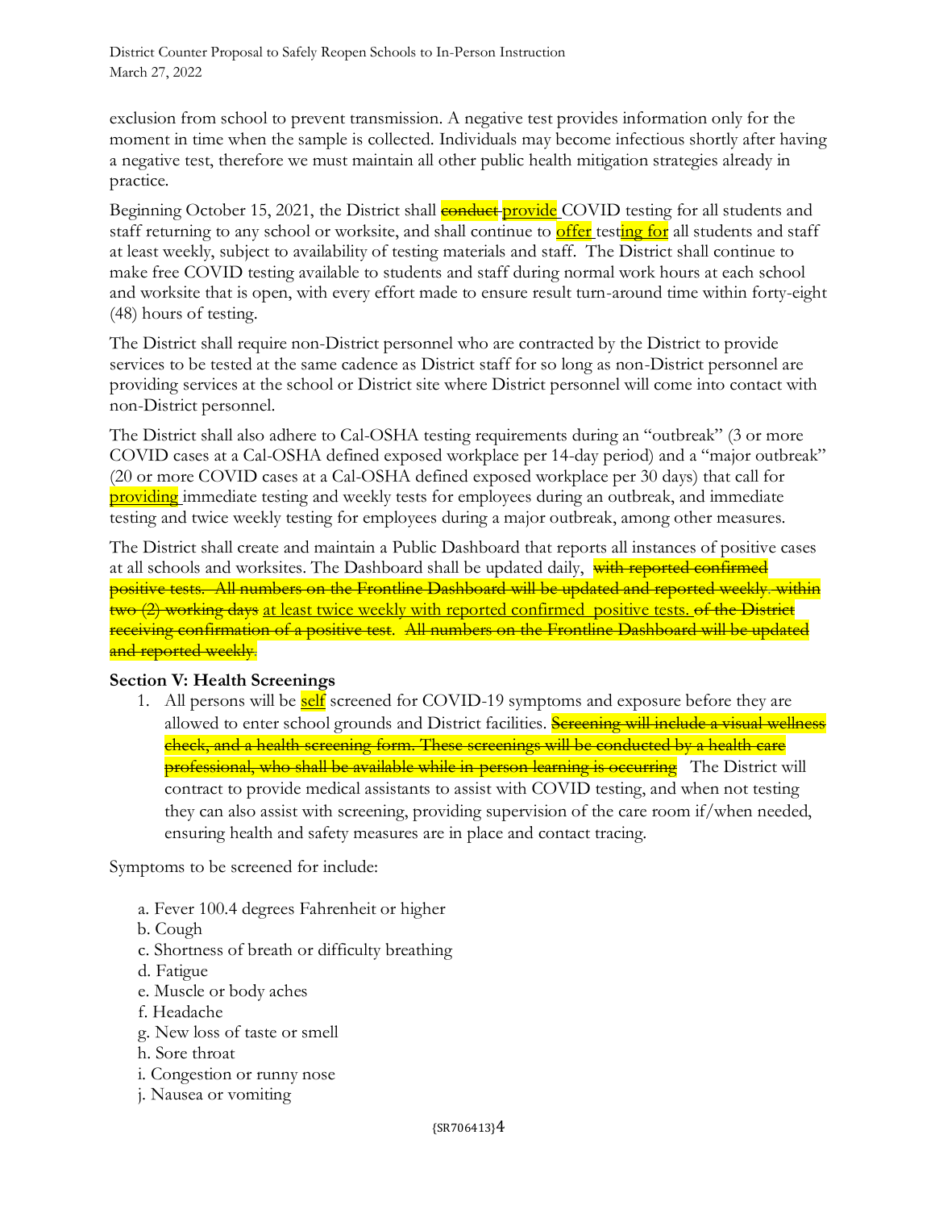exclusion from school to prevent transmission. A negative test provides information only for the moment in time when the sample is collected. Individuals may become infectious shortly after having a negative test, therefore we must maintain all other public health mitigation strategies already in practice.

Beginning October 15, 2021, the District shall ~~conduct~~ provide COVID testing for all students and staff returning to any school or worksite, and shall continue to offer testing for all students and staff at least weekly, subject to availability of testing materials and staff. The District shall continue to make free COVID testing available to students and staff during normal work hours at each school and worksite that is open, with every effort made to ensure result turn-around time within forty-eight (48) hours of testing.

The District shall require non-District personnel who are contracted by the District to provide services to be tested at the same cadence as District staff for so long as non-District personnel are providing services at the school or District site where District personnel will come into contact with non-District personnel.

The District shall also adhere to Cal-OSHA testing requirements during an "outbreak" (3 or more COVID cases at a Cal-OSHA defined exposed workplace per 14-day period) and a "major outbreak" (20 or more COVID cases at a Cal-OSHA defined exposed workplace per 30 days) that call for providing immediate testing and weekly tests for employees during an outbreak, and immediate testing and twice weekly testing for employees during a major outbreak, among other measures.

The District shall create and maintain a Public Dashboard that reports all instances of positive cases at all schools and worksites. The Dashboard shall be updated daily, ~~with reported confirmed positive tests. All numbers on the Frontline Dashboard will be updated and reported weekly. within two (2) working days~~ at least twice weekly with reported confirmed positive tests. ~~of the District receiving confirmation of a positive test. All numbers on the Frontline Dashboard will be updated and reported weekly.~~

**Section V: Health Screenings**

1. All persons will be self screened for COVID-19 symptoms and exposure before they are allowed to enter school grounds and District facilities. ~~Screening will include a visual wellness check, and a health screening form. These screenings will be conducted by a health care professional, who shall be available while in-person learning is occurring~~ The District will contract to provide medical assistants to assist with COVID testing, and when not testing they can also assist with screening, providing supervision of the care room if/when needed, ensuring health and safety measures are in place and contact tracing.

Symptoms to be screened for include:

a. Fever 100.4 degrees Fahrenheit or higher
b. Cough
c. Shortness of breath or difficulty breathing
d. Fatigue
e. Muscle or body aches
f. Headache
g. New loss of taste or smell
h. Sore throat
i. Congestion or runny nose
j. Nausea or vomiting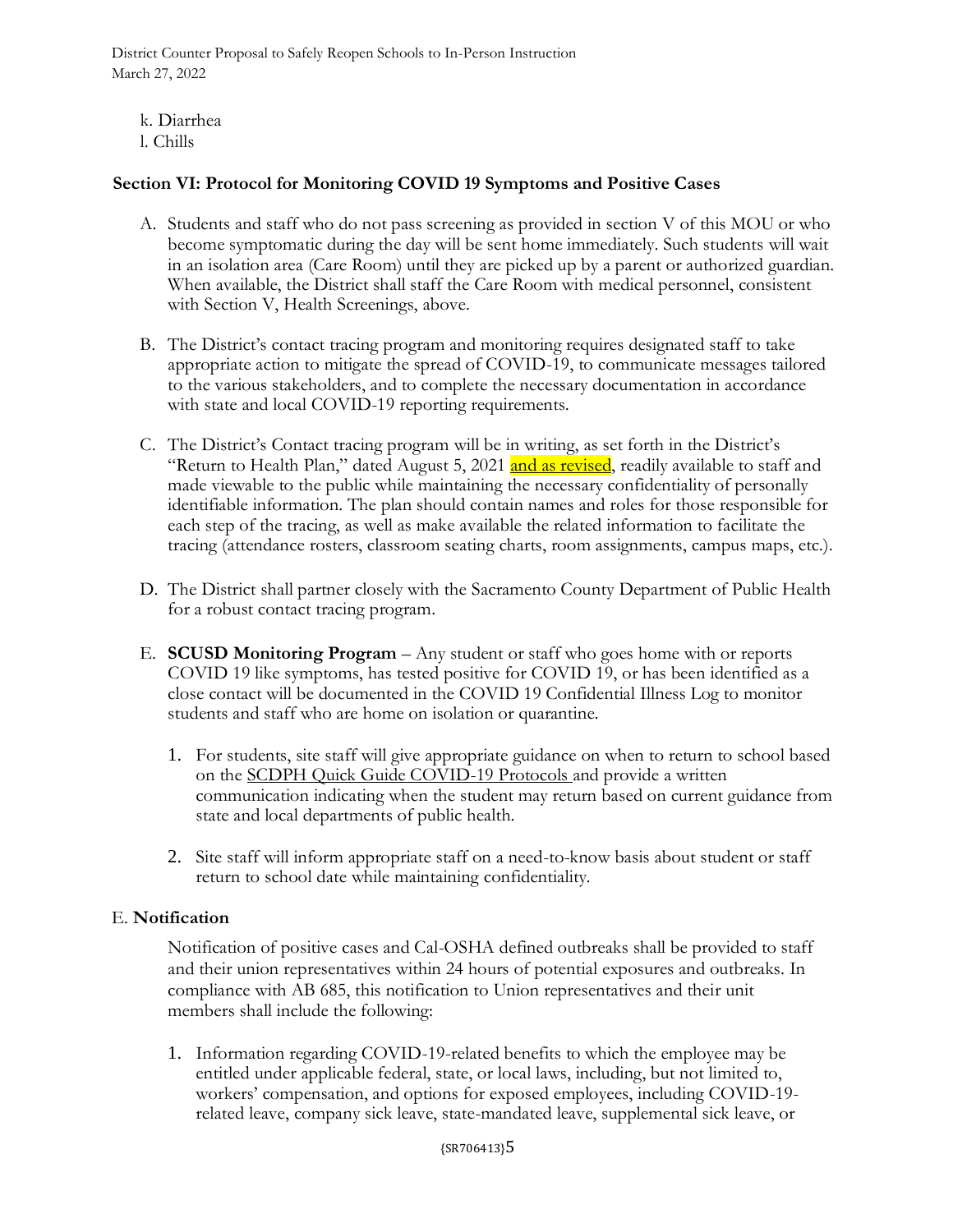k. Diarrhea
l. Chills

### Section VI: Protocol for Monitoring COVID 19 Symptoms and Positive Cases

A. Students and staff who do not pass screening as provided in section V of this MOU or who become symptomatic during the day will be sent home immediately. Such students will wait in an isolation area (Care Room) until they are picked up by a parent or authorized guardian. When available, the District shall staff the Care Room with medical personnel, consistent with Section V, Health Screenings, above.

B. The District's contact tracing program and monitoring requires designated staff to take appropriate action to mitigate the spread of COVID-19, to communicate messages tailored to the various stakeholders, and to complete the necessary documentation in accordance with state and local COVID-19 reporting requirements.

C. The District's Contact tracing program will be in writing, as set forth in the District's "Return to Health Plan," dated August 5, 2021 and as revised, readily available to staff and made viewable to the public while maintaining the necessary confidentiality of personally identifiable information. The plan should contain names and roles for those responsible for each step of the tracing, as well as make available the related information to facilitate the tracing (attendance rosters, classroom seating charts, room assignments, campus maps, etc.).

D. The District shall partner closely with the Sacramento County Department of Public Health for a robust contact tracing program.

E. **SCUSD Monitoring Program** – Any student or staff who goes home with or reports COVID 19 like symptoms, has tested positive for COVID 19, or has been identified as a close contact will be documented in the COVID 19 Confidential Illness Log to monitor students and staff who are home on isolation or quarantine.

1. For students, site staff will give appropriate guidance on when to return to school based on the SCDPH Quick Guide COVID-19 Protocols and provide a written communication indicating when the student may return based on current guidance from state and local departments of public health.

2. Site staff will inform appropriate staff on a need-to-know basis about student or staff return to school date while maintaining confidentiality.

E. **Notification**

Notification of positive cases and Cal-OSHA defined outbreaks shall be provided to staff and their union representatives within 24 hours of potential exposures and outbreaks. In compliance with AB 685, this notification to Union representatives and their unit members shall include the following:

1. Information regarding COVID-19-related benefits to which the employee may be entitled under applicable federal, state, or local laws, including, but not limited to, workers' compensation, and options for exposed employees, including COVID-19-related leave, company sick leave, state-mandated leave, supplemental sick leave, or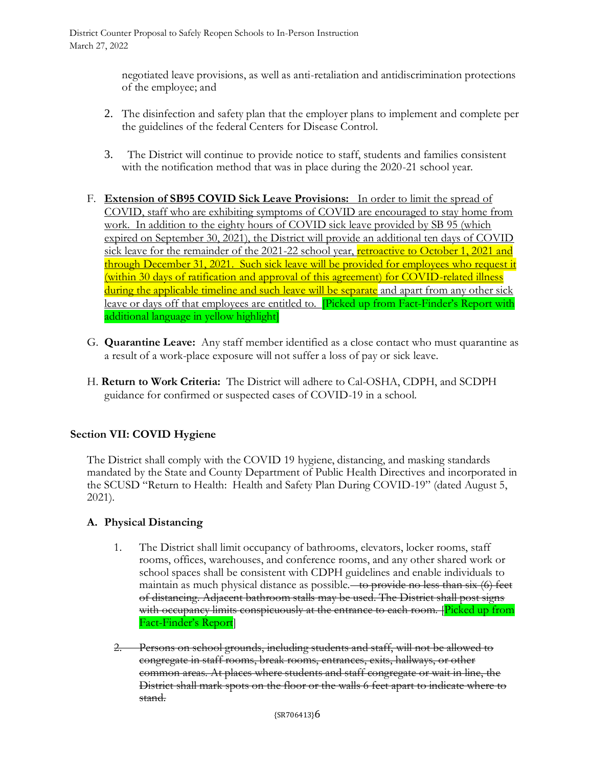negotiated leave provisions, as well as anti-retaliation and antidiscrimination protections of the employee; and

2. The disinfection and safety plan that the employer plans to implement and complete per the guidelines of the federal Centers for Disease Control.

3. The District will continue to provide notice to staff, students and families consistent with the notification method that was in place during the 2020-21 school year.

F. **<u>Extension of SB95 COVID Sick Leave Provisions:</u>** <u>In order to limit the spread of COVID, staff who are exhibiting symptoms of COVID are encouraged to stay home from work. In addition to the eighty hours of COVID sick leave provided by SB 95 (which expired on September 30, 2021), the District will provide an additional ten days of COVID sick leave for the remainder of the 2021-22 school year, retroactive to October 1, 2021 and through December 31, 2021. Such sick leave will be provided for employees who request it (within 30 days of ratification and approval of this agreement) for COVID-related illness during the applicable timeline and such leave will be separate and apart from any other sick leave or days off that employees are entitled to.</u> [Picked up from Fact-Finder's Report with additional language in yellow highlight]

G. **Quarantine Leave:** Any staff member identified as a close contact who must quarantine as a result of a work-place exposure will not suffer a loss of pay or sick leave.

H. **Return to Work Criteria:** The District will adhere to Cal-OSHA, CDPH, and SCDPH guidance for confirmed or suspected cases of COVID-19 in a school.

## Section VII: COVID Hygiene

The District shall comply with the COVID 19 hygiene, distancing, and masking standards mandated by the State and County Department of Public Health Directives and incorporated in the SCUSD "Return to Health: Health and Safety Plan During COVID-19" (dated August 5, 2021).

### A. Physical Distancing

1. The District shall limit occupancy of bathrooms, elevators, locker rooms, staff rooms, offices, warehouses, and conference rooms, and any other shared work or school spaces shall be consistent with CDPH guidelines and enable individuals to maintain as much physical distance as possible. ~~to provide no less than six (6) feet of distancing. Adjacent bathroom stalls may be used. The District shall post signs with occupancy limits conspicuously at the entrance to each room.~~ [Picked up from Fact-Finder's Report]

2. ~~Persons on school grounds, including students and staff, will not be allowed to congregate in staff rooms, break rooms, entrances, exits, hallways, or other common areas. At places where students and staff congregate or wait in line, the District shall mark spots on the floor or the walls 6 feet apart to indicate where to stand.~~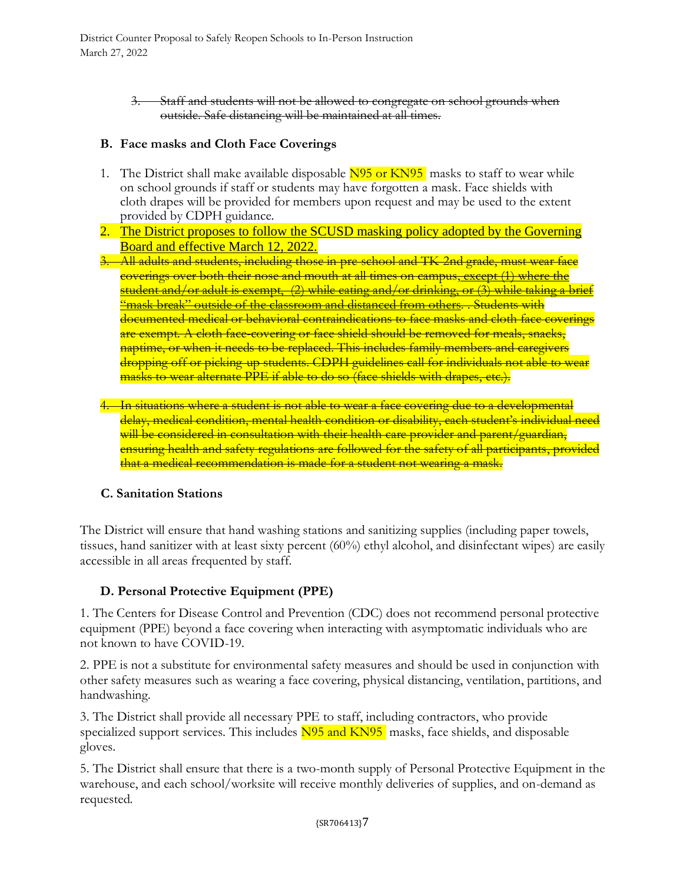3. ~~Staff and students will not be allowed to congregate on school grounds when outside. Safe distancing will be maintained at all times.~~

### B. Face masks and Cloth Face Coverings

1. The District shall make available disposable N95 or KN95 masks to staff to wear while on school grounds if staff or students may have forgotten a mask. Face shields with cloth drapes will be provided for members upon request and may be used to the extent provided by CDPH guidance.
2. The District proposes to follow the SCUSD masking policy adopted by the Governing Board and effective March 12, 2022.
3. ~~All adults and students, including those in pre-school and TK-2nd grade, must wear face coverings over both their nose and mouth at all times on campus, except (1) where the student and/or adult is exempt, (2) while eating and/or drinking, or (3) while taking a brief "mask break" outside of the classroom and distanced from others. . Students with documented medical or behavioral contraindications to face masks and cloth face coverings are exempt. A cloth face-covering or face shield should be removed for meals, snacks, naptime, or when it needs to be replaced. This includes family members and caregivers dropping off or picking up students. CDPH guidelines call for individuals not able to wear masks to wear alternate PPE if able to do so (face shields with drapes, etc.).~~
4. ~~In situations where a student is not able to wear a face covering due to a developmental delay, medical condition, mental health condition or disability, each student's individual need will be considered in consultation with their health care provider and parent/guardian, ensuring health and safety regulations are followed for the safety of all participants, provided that a medical recommendation is made for a student not wearing a mask.~~

### C. Sanitation Stations

The District will ensure that hand washing stations and sanitizing supplies (including paper towels, tissues, hand sanitizer with at least sixty percent (60%) ethyl alcohol, and disinfectant wipes) are easily accessible in all areas frequented by staff.

### D. Personal Protective Equipment (PPE)

1. The Centers for Disease Control and Prevention (CDC) does not recommend personal protective equipment (PPE) beyond a face covering when interacting with asymptomatic individuals who are not known to have COVID-19.

2. PPE is not a substitute for environmental safety measures and should be used in conjunction with other safety measures such as wearing a face covering, physical distancing, ventilation, partitions, and handwashing.

3. The District shall provide all necessary PPE to staff, including contractors, who provide specialized support services. This includes N95 and KN95 masks, face shields, and disposable gloves.

5. The District shall ensure that there is a two-month supply of Personal Protective Equipment in the warehouse, and each school/worksite will receive monthly deliveries of supplies, and on-demand as requested.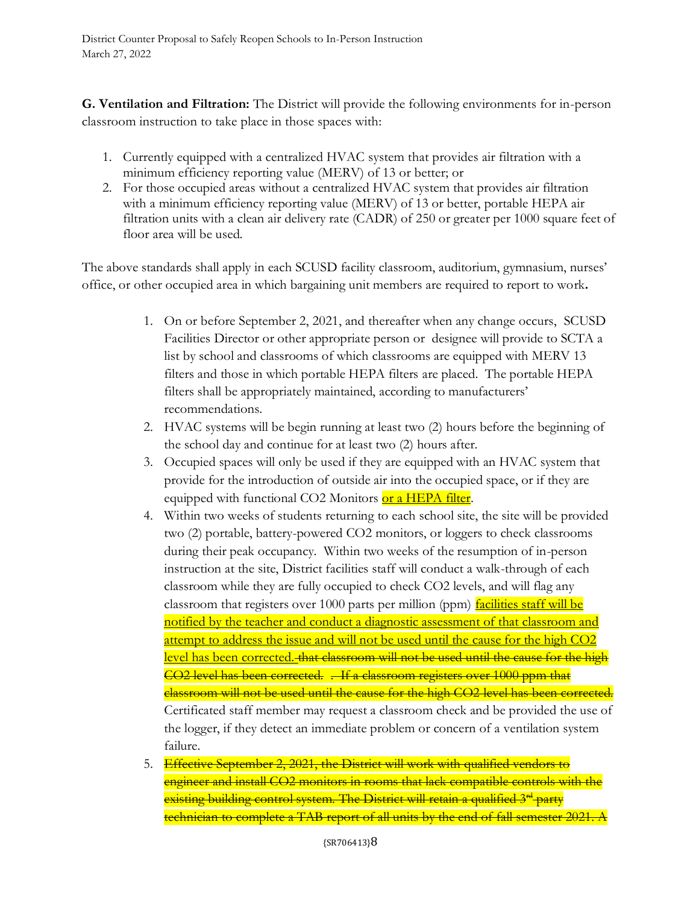**G. Ventilation and Filtration:** The District will provide the following environments for in-person classroom instruction to take place in those spaces with:

1. Currently equipped with a centralized HVAC system that provides air filtration with a minimum efficiency reporting value (MERV) of 13 or better; or
2. For those occupied areas without a centralized HVAC system that provides air filtration with a minimum efficiency reporting value (MERV) of 13 or better, portable HEPA air filtration units with a clean air delivery rate (CADR) of 250 or greater per 1000 square feet of floor area will be used.

The above standards shall apply in each SCUSD facility classroom, auditorium, gymnasium, nurses' office, or other occupied area in which bargaining unit members are required to report to work**.**

1. On or before September 2, 2021, and thereafter when any change occurs, SCUSD Facilities Director or other appropriate person or designee will provide to SCTA a list by school and classrooms of which classrooms are equipped with MERV 13 filters and those in which portable HEPA filters are placed. The portable HEPA filters shall be appropriately maintained, according to manufacturers' recommendations.
2. HVAC systems will be begin running at least two (2) hours before the beginning of the school day and continue for at least two (2) hours after.
3. Occupied spaces will only be used if they are equipped with an HVAC system that provide for the introduction of outside air into the occupied space, or if they are equipped with functional CO2 Monitors <u>or a HEPA filter</u>.
4. Within two weeks of students returning to each school site, the site will be provided two (2) portable, battery-powered CO2 monitors, or loggers to check classrooms during their peak occupancy. Within two weeks of the resumption of in-person instruction at the site, District facilities staff will conduct a walk-through of each classroom while they are fully occupied to check CO2 levels, and will flag any classroom that registers over 1000 parts per million (ppm) <u>facilities staff will be notified by the teacher and conduct a diagnostic assessment of that classroom and attempt to address the issue and will not be used until the cause for the high CO2 level has been corrected.</u> ~~that classroom will not be used until the cause for the high CO2 level has been corrected. . If a classroom registers over 1000 ppm that classroom will not be used until the cause for the high CO2 level has been corrected.~~ Certificated staff member may request a classroom check and be provided the use of the logger, if they detect an immediate problem or concern of a ventilation system failure.
5. ~~Effective September 2, 2021, the District will work with qualified vendors to engineer and install CO2 monitors in rooms that lack compatible controls with the existing building control system. The District will retain a qualified 3rd party technician to complete a TAB report of all units by the end of fall semester 2021. A~~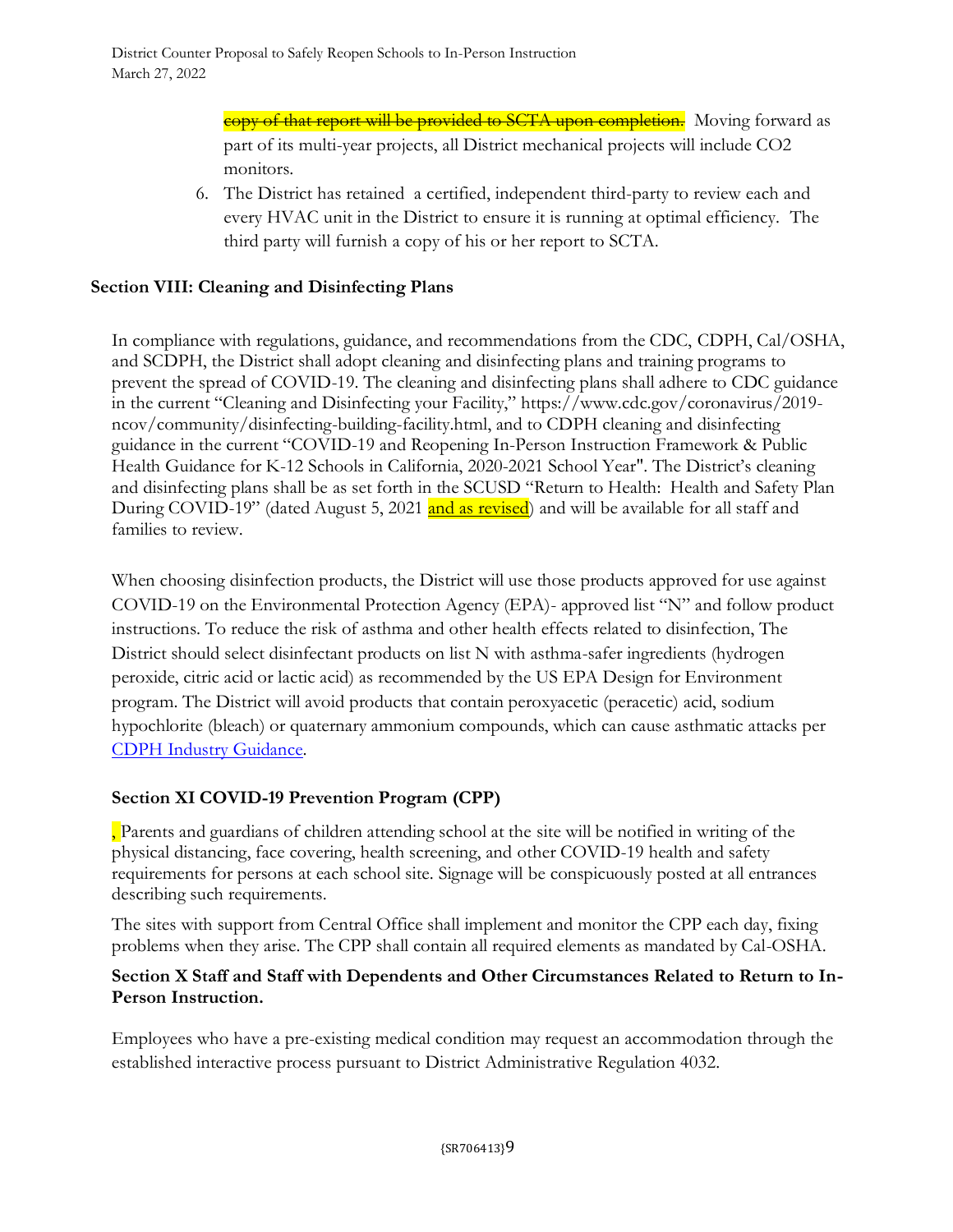~~copy of that report will be provided to SCTA upon completion.~~ Moving forward as part of its multi-year projects, all District mechanical projects will include $CO_2$ monitors.

6. The District has retained a certified, independent third-party to review each and every HVAC unit in the District to ensure it is running at optimal efficiency. The third party will furnish a copy of his or her report to SCTA.

## Section VIII: Cleaning and Disinfecting Plans

In compliance with regulations, guidance, and recommendations from the CDC, CDPH, Cal/OSHA, and SCDPH, the District shall adopt cleaning and disinfecting plans and training programs to prevent the spread of COVID-19. The cleaning and disinfecting plans shall adhere to CDC guidance in the current "Cleaning and Disinfecting your Facility," https://www.cdc.gov/coronavirus/2019-ncov/community/disinfecting-building-facility.html, and to CDPH cleaning and disinfecting guidance in the current "COVID-19 and Reopening In-Person Instruction Framework & Public Health Guidance for K-12 Schools in California, 2020-2021 School Year". The District's cleaning and disinfecting plans shall be as set forth in the SCUSD "Return to Health: Health and Safety Plan During COVID-19" (dated August 5, 2021 and as revised) and will be available for all staff and families to review.

When choosing disinfection products, the District will use those products approved for use against COVID-19 on the Environmental Protection Agency (EPA)- approved list "N" and follow product instructions. To reduce the risk of asthma and other health effects related to disinfection, The District should select disinfectant products on list N with asthma-safer ingredients (hydrogen peroxide, citric acid or lactic acid) as recommended by the US EPA Design for Environment program. The District will avoid products that contain peroxyacetic (peracetic) acid, sodium hypochlorite (bleach) or quaternary ammonium compounds, which can cause asthmatic attacks per CDPH Industry Guidance.

## Section XI COVID-19 Prevention Program (CPP)

, Parents and guardians of children attending school at the site will be notified in writing of the physical distancing, face covering, health screening, and other COVID-19 health and safety requirements for persons at each school site. Signage will be conspicuously posted at all entrances describing such requirements.

The sites with support from Central Office shall implement and monitor the CPP each day, fixing problems when they arise. The CPP shall contain all required elements as mandated by Cal-OSHA.

## Section X Staff and Staff with Dependents and Other Circumstances Related to Return to In-Person Instruction.

Employees who have a pre-existing medical condition may request an accommodation through the established interactive process pursuant to District Administrative Regulation 4032.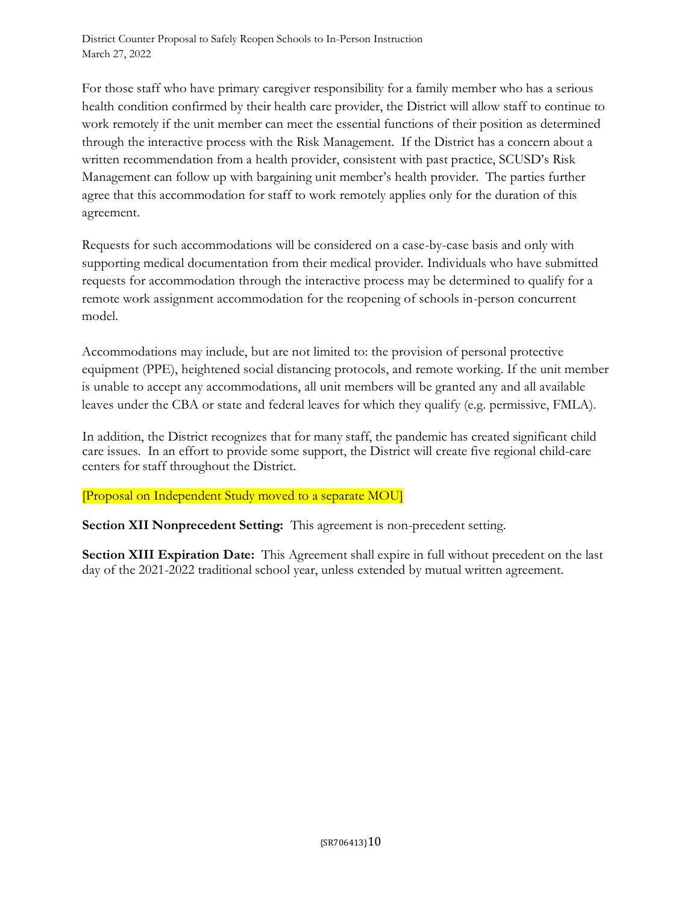For those staff who have primary caregiver responsibility for a family member who has a serious health condition confirmed by their health care provider, the District will allow staff to continue to work remotely if the unit member can meet the essential functions of their position as determined through the interactive process with the Risk Management. If the District has a concern about a written recommendation from a health provider, consistent with past practice, SCUSD's Risk Management can follow up with bargaining unit member's health provider. The parties further agree that this accommodation for staff to work remotely applies only for the duration of this agreement.

Requests for such accommodations will be considered on a case-by-case basis and only with supporting medical documentation from their medical provider. Individuals who have submitted requests for accommodation through the interactive process may be determined to qualify for a remote work assignment accommodation for the reopening of schools in-person concurrent model.

Accommodations may include, but are not limited to: the provision of personal protective equipment (PPE), heightened social distancing protocols, and remote working. If the unit member is unable to accept any accommodations, all unit members will be granted any and all available leaves under the CBA or state and federal leaves for which they qualify (e.g. permissive, FMLA).

In addition, the District recognizes that for many staff, the pandemic has created significant child care issues. In an effort to provide some support, the District will create five regional child-care centers for staff throughout the District.

[Proposal on Independent Study moved to a separate MOU]

**Section XII Nonprecedent Setting:** This agreement is non-precedent setting.

**Section XIII Expiration Date:** This Agreement shall expire in full without precedent on the last day of the 2021-2022 traditional school year, unless extended by mutual written agreement.

{SR706413}